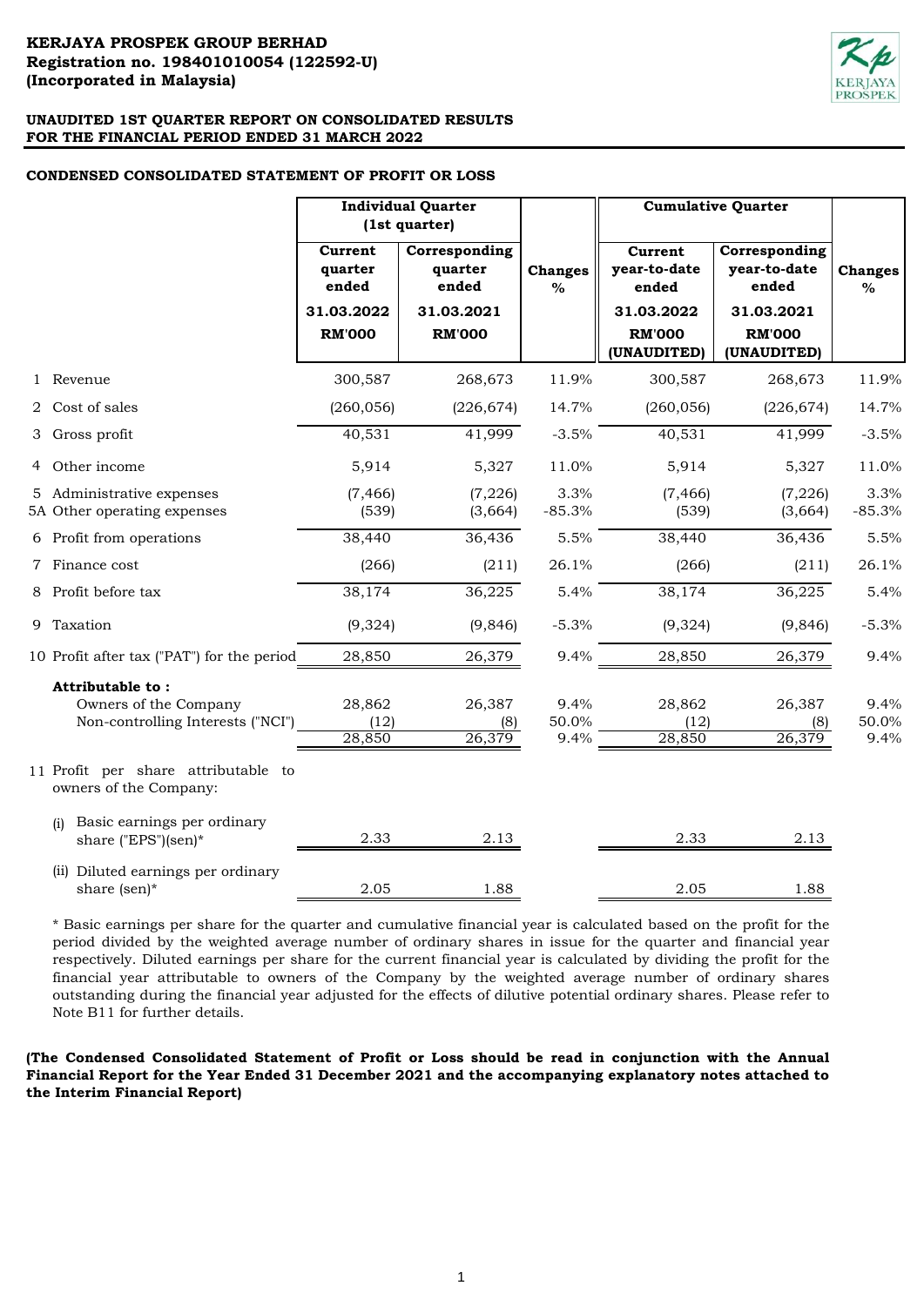**KERJAYA PROSPEK GROUP BERHAD**
**Registration no. 198401010054 (122592-U)**
**(Incorporated in Malaysia)**

**UNAUDITED 1ST QUARTER REPORT ON CONSOLIDATED RESULTS**
**FOR THE FINANCIAL PERIOD ENDED 31 MARCH 2022**

**CONDENSED CONSOLIDATED STATEMENT OF PROFIT OR LOSS**

| | | Individual Quarter (1st quarter) | | | Cumulative Quarter | | |
|---|---|---|---|---|---|---|---|
| | | Current quarter ended | Corresponding quarter ended | Changes % | Current year-to-date ended | Corresponding year-to-date ended | Changes % |
| | | 31.03.2022 | 31.03.2021 | | 31.03.2022 | 31.03.2021 | |
| | | RM'000 | RM'000 | | RM'000 (UNAUDITED) | RM'000 (UNAUDITED) | |
| 1 | Revenue | 300,587 | 268,673 | 11.9% | 300,587 | 268,673 | 11.9% |
| 2 | Cost of sales | (260,056) | (226,674) | 14.7% | (260,056) | (226,674) | 14.7% |
| 3 | Gross profit | 40,531 | 41,999 | -3.5% | 40,531 | 41,999 | -3.5% |
| 4 | Other income | 5,914 | 5,327 | 11.0% | 5,914 | 5,327 | 11.0% |
| 5 | Administrative expenses | (7,466) | (7,226) | 3.3% | (7,466) | (7,226) | 3.3% |
| 5A | Other operating expenses | (539) | (3,664) | -85.3% | (539) | (3,664) | -85.3% |
| 6 | Profit from operations | 38,440 | 36,436 | 5.5% | 38,440 | 36,436 | 5.5% |
| 7 | Finance cost | (266) | (211) | 26.1% | (266) | (211) | 26.1% |
| 8 | Profit before tax | 38,174 | 36,225 | 5.4% | 38,174 | 36,225 | 5.4% |
| 9 | Taxation | (9,324) | (9,846) | -5.3% | (9,324) | (9,846) | -5.3% |
| 10 | Profit after tax ("PAT") for the period | 28,850 | 26,379 | 9.4% | 28,850 | 26,379 | 9.4% |
| | **Attributable to :** | | | | | | |
| | Owners of the Company | 28,862 | 26,387 | 9.4% | 28,862 | 26,387 | 9.4% |
| | Non-controlling Interests ("NCI") | (12) | (8) | 50.0% | (12) | (8) | 50.0% |
| | | 28,850 | 26,379 | 9.4% | 28,850 | 26,379 | 9.4% |
| 11 | Profit per share attributable to owners of the Company: | | | | | | |
| | (i) Basic earnings per ordinary share ("EPS")(sen)* | 2.33 | 2.13 | | 2.33 | 2.13 | |
| | (ii) Diluted earnings per ordinary share (sen)* | 2.05 | 1.88 | | 2.05 | 1.88 | |

\* Basic earnings per share for the quarter and cumulative financial year is calculated based on the profit for the period divided by the weighted average number of ordinary shares in issue for the quarter and financial year respectively. Diluted earnings per share for the current financial year is calculated by dividing the profit for the financial year attributable to owners of the Company by the weighted average number of ordinary shares outstanding during the financial year adjusted for the effects of dilutive potential ordinary shares. Please refer to Note B11 for further details.

**(The Condensed Consolidated Statement of Profit or Loss should be read in conjunction with the Annual Financial Report for the Year Ended 31 December 2021 and the accompanying explanatory notes attached to the Interim Financial Report)**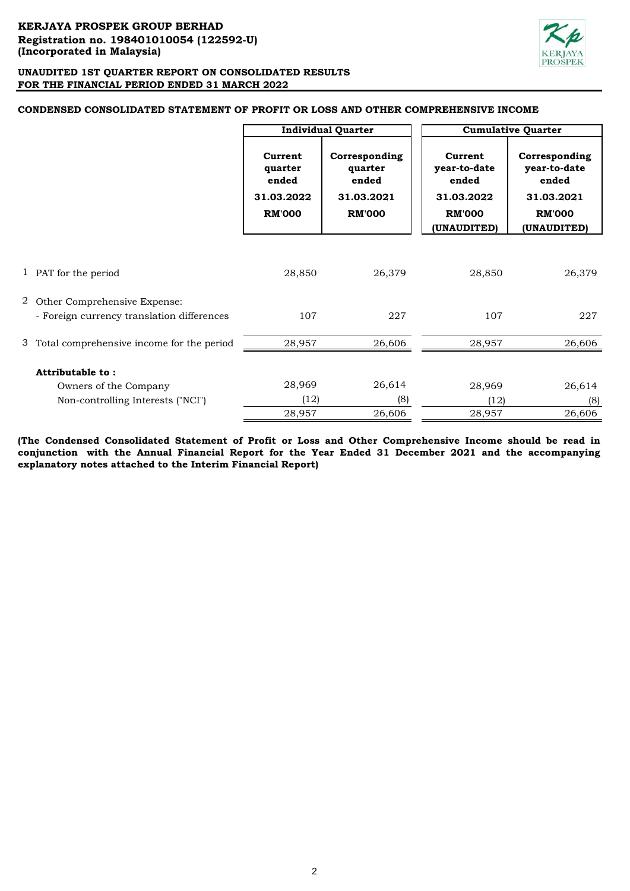**KERJAYA PROSPEK GROUP BERHAD**
**Registration no. 198401010054 (122592-U)**
**(Incorporated in Malaysia)**

**UNAUDITED 1ST QUARTER REPORT ON CONSOLIDATED RESULTS**
**FOR THE FINANCIAL PERIOD ENDED 31 MARCH 2022**

**CONDENSED CONSOLIDATED STATEMENT OF PROFIT OR LOSS AND OTHER COMPREHENSIVE INCOME**

| | | Individual Quarter | | Cumulative Quarter | |
|---|---|---|---|---|---|
| | | Current quarter ended 31.03.2022 RM'000 | Corresponding quarter ended 31.03.2021 RM'000 | Current year-to-date ended 31.03.2022 RM'000 (UNAUDITED) | Corresponding year-to-date ended 31.03.2021 RM'000 (UNAUDITED) |
| 1 | PAT for the period | 28,850 | 26,379 | 28,850 | 26,379 |
| 2 | Other Comprehensive Expense: | | | | |
| | - Foreign currency translation differences | 107 | 227 | 107 | 227 |
| 3 | Total comprehensive income for the period | 28,957 | 26,606 | 28,957 | 26,606 |
| | **Attributable to :** | | | | |
| | Owners of the Company | 28,969 | 26,614 | 28,969 | 26,614 |
| | Non-controlling Interests ("NCI") | (12) | (8) | (12) | (8) |
| | | 28,957 | 26,606 | 28,957 | 26,606 |

**(The Condensed Consolidated Statement of Profit or Loss and Other Comprehensive Income should be read in conjunction with the Annual Financial Report for the Year Ended 31 December 2021 and the accompanying explanatory notes attached to the Interim Financial Report)**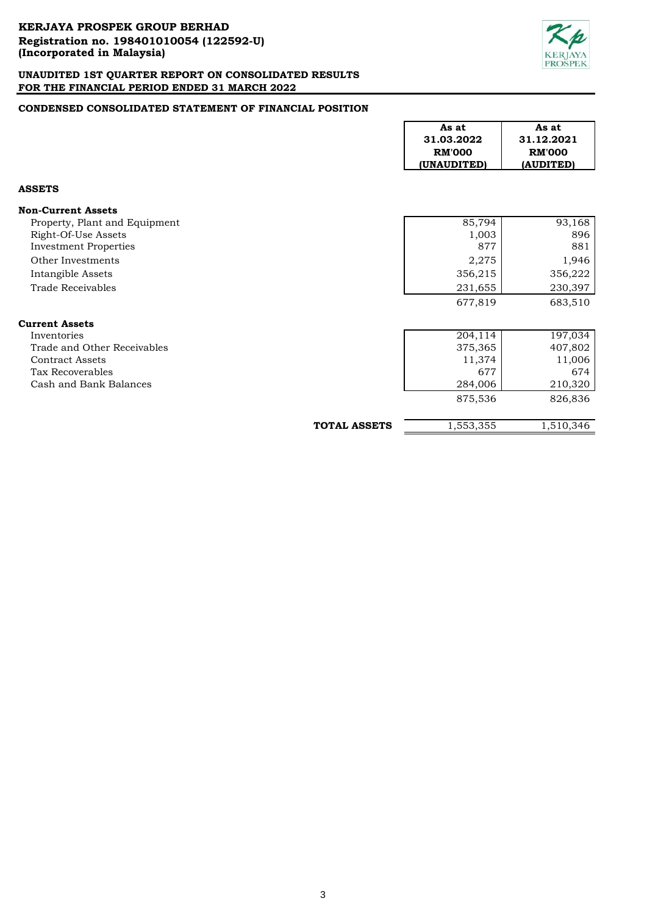**KERJAYA PROSPEK GROUP BERHAD**
**Registration no. 198401010054 (122592-U)**
**(Incorporated in Malaysia)**

**UNAUDITED 1ST QUARTER REPORT ON CONSOLIDATED RESULTS**
**FOR THE FINANCIAL PERIOD ENDED 31 MARCH 2022**

## CONDENSED CONSOLIDATED STATEMENT OF FINANCIAL POSITION

| | As at 31.03.2022 RM'000 (UNAUDITED) | As at 31.12.2021 RM'000 (AUDITED) |
|---|---|---|
| **ASSETS** | | |
| **Non-Current Assets** | | |
| Property, Plant and Equipment | 85,794 | 93,168 |
| Right-Of-Use Assets | 1,003 | 896 |
| Investment Properties | 877 | 881 |
| Other Investments | 2,275 | 1,946 |
| Intangible Assets | 356,215 | 356,222 |
| Trade Receivables | 231,655 | 230,397 |
| | 677,819 | 683,510 |
| **Current Assets** | | |
| Inventories | 204,114 | 197,034 |
| Trade and Other Receivables | 375,365 | 407,802 |
| Contract Assets | 11,374 | 11,006 |
| Tax Recoverables | 677 | 674 |
| Cash and Bank Balances | 284,006 | 210,320 |
| | 875,536 | 826,836 |
| **TOTAL ASSETS** | 1,553,355 | 1,510,346 |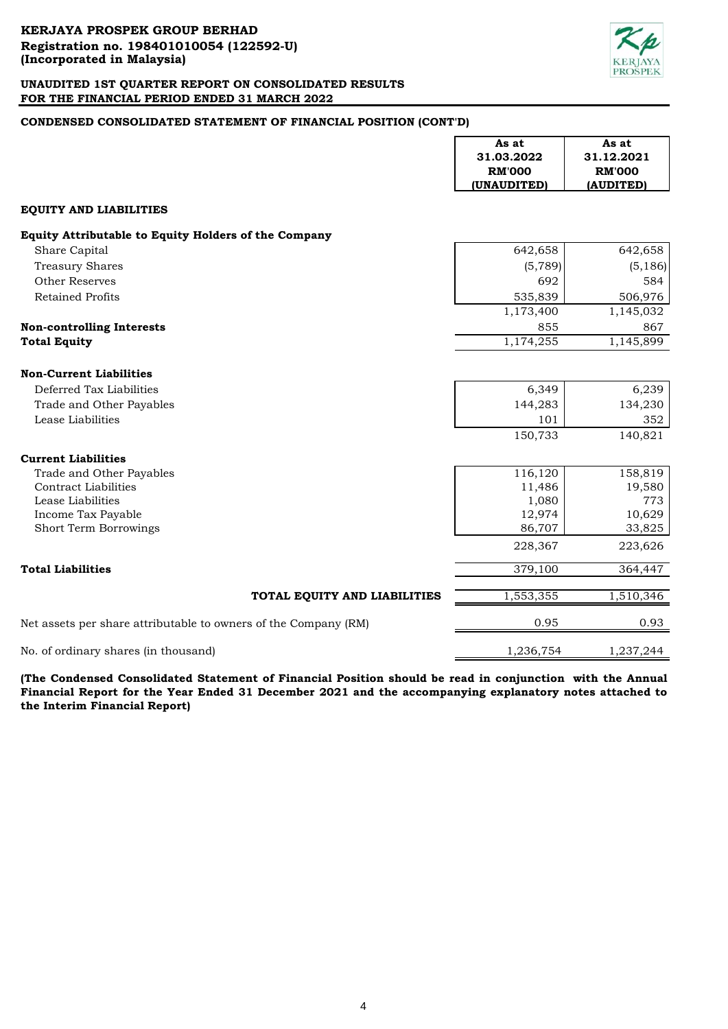**KERJAYA PROSPEK GROUP BERHAD**
**Registration no. 198401010054 (122592-U)**
**(Incorporated in Malaysia)**

**UNAUDITED 1ST QUARTER REPORT ON CONSOLIDATED RESULTS**
**FOR THE FINANCIAL PERIOD ENDED 31 MARCH 2022**

## CONDENSED CONSOLIDATED STATEMENT OF FINANCIAL POSITION (CONT'D)

| | As at 31.03.2022 RM'000 (UNAUDITED) | As at 31.12.2021 RM'000 (AUDITED) |
|---|---|---|
| **EQUITY AND LIABILITIES** | | |
| **Equity Attributable to Equity Holders of the Company** | | |
| Share Capital | 642,658 | 642,658 |
| Treasury Shares | (5,789) | (5,186) |
| Other Reserves | 692 | 584 |
| Retained Profits | 535,839 | 506,976 |
| | 1,173,400 | 1,145,032 |
| **Non-controlling Interests** | 855 | 867 |
| **Total Equity** | 1,174,255 | 1,145,899 |
| **Non-Current Liabilities** | | |
| Deferred Tax Liabilities | 6,349 | 6,239 |
| Trade and Other Payables | 144,283 | 134,230 |
| Lease Liabilities | 101 | 352 |
| | 150,733 | 140,821 |
| **Current Liabilities** | | |
| Trade and Other Payables | 116,120 | 158,819 |
| Contract Liabilities | 11,486 | 19,580 |
| Lease Liabilities | 1,080 | 773 |
| Income Tax Payable | 12,974 | 10,629 |
| Short Term Borrowings | 86,707 | 33,825 |
| | 228,367 | 223,626 |
| **Total Liabilities** | 379,100 | 364,447 |
| **TOTAL EQUITY AND LIABILITIES** | 1,553,355 | 1,510,346 |
| Net assets per share attributable to owners of the Company (RM) | 0.95 | 0.93 |
| No. of ordinary shares (in thousand) | 1,236,754 | 1,237,244 |

**(The Condensed Consolidated Statement of Financial Position should be read in conjunction with the Annual Financial Report for the Year Ended 31 December 2021 and the accompanying explanatory notes attached to the Interim Financial Report)**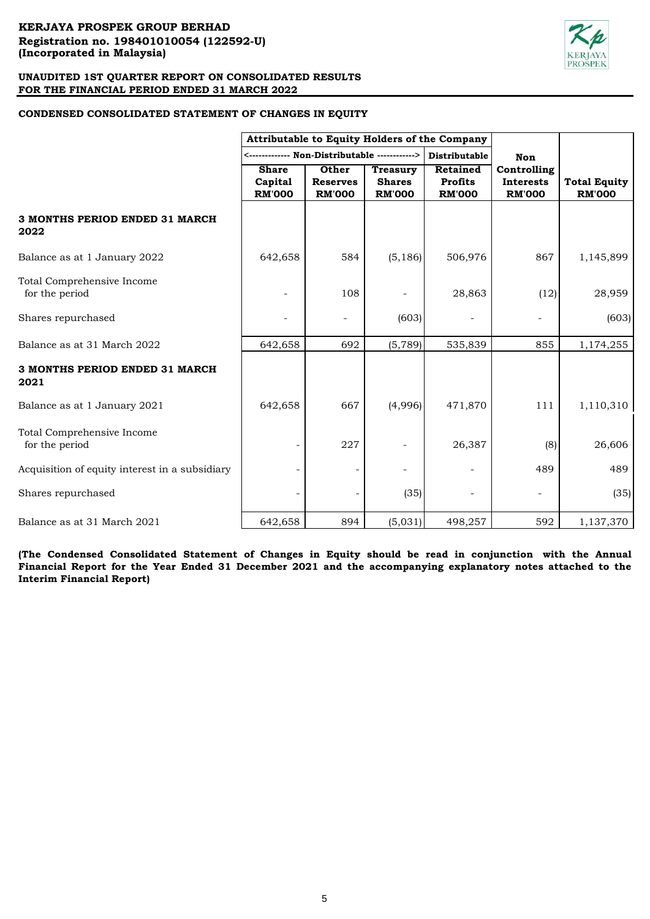**KERJAYA PROSPEK GROUP BERHAD**
**Registration no. 198401010054 (122592-U)**
**(Incorporated in Malaysia)**

**UNAUDITED 1ST QUARTER REPORT ON CONSOLIDATED RESULTS**
**FOR THE FINANCIAL PERIOD ENDED 31 MARCH 2022**

**CONDENSED CONSOLIDATED STATEMENT OF CHANGES IN EQUITY**

| | Attributable to Equity Holders of the Company | | | | | |
|---|---|---|---|---|---|---|
| | <------------- Non-Distributable ------------> | | | Distributable | | |
| | Share Capital RM'000 | Other Reserves RM'000 | Treasury Shares RM'000 | Retained Profits RM'000 | Non Controlling Interests RM'000 | Total Equity RM'000 |
| **3 MONTHS PERIOD ENDED 31 MARCH 2022** | | | | | | |
| Balance as at 1 January 2022 | 642,658 | 584 | (5,186) | 506,976 | 867 | 1,145,899 |
| Total Comprehensive Income for the period | - | 108 | - | 28,863 | (12) | 28,959 |
| Shares repurchased | - | - | (603) | - | - | (603) |
| Balance as at 31 March 2022 | 642,658 | 692 | (5,789) | 535,839 | 855 | 1,174,255 |
| **3 MONTHS PERIOD ENDED 31 MARCH 2021** | | | | | | |
| Balance as at 1 January 2021 | 642,658 | 667 | (4,996) | 471,870 | 111 | 1,110,310 |
| Total Comprehensive Income for the period | - | 227 | - | 26,387 | (8) | 26,606 |
| Acquisition of equity interest in a subsidiary | - | - | - | - | 489 | 489 |
| Shares repurchased | - | - | (35) | - | - | (35) |
| Balance as at 31 March 2021 | 642,658 | 894 | (5,031) | 498,257 | 592 | 1,137,370 |

**(The Condensed Consolidated Statement of Changes in Equity should be read in conjunction with the Annual Financial Report for the Year Ended 31 December 2021 and the accompanying explanatory notes attached to the Interim Financial Report)**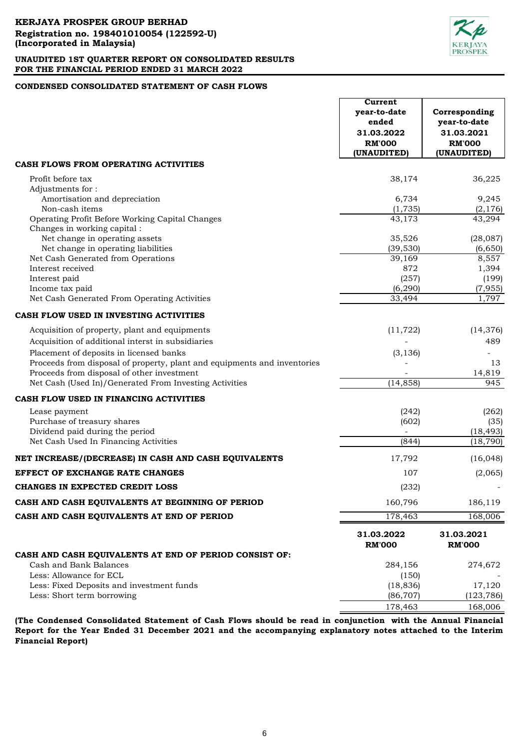**KERJAYA PROSPEK GROUP BERHAD**
**Registration no. 198401010054 (122592-U)**
**(Incorporated in Malaysia)**

**UNAUDITED 1ST QUARTER REPORT ON CONSOLIDATED RESULTS FOR THE FINANCIAL PERIOD ENDED 31 MARCH 2022**

## CONDENSED CONSOLIDATED STATEMENT OF CASH FLOWS

| | Current year-to-date ended 31.03.2022 RM'000 (UNAUDITED) | Corresponding year-to-date 31.03.2021 RM'000 (UNAUDITED) |
|---|---|---|
| **CASH FLOWS FROM OPERATING ACTIVITIES** | | |
| Profit before tax | 38,174 | 36,225 |
| Adjustments for : | | |
| Amortisation and depreciation | 6,734 | 9,245 |
| Non-cash items | (1,735) | (2,176) |
| Operating Profit Before Working Capital Changes | 43,173 | 43,294 |
| Changes in working capital : | | |
| Net change in operating assets | 35,526 | (28,087) |
| Net change in operating liabilities | (39,530) | (6,650) |
| Net Cash Generated from Operations | 39,169 | 8,557 |
| Interest received | 872 | 1,394 |
| Interest paid | (257) | (199) |
| Income tax paid | (6,290) | (7,955) |
| Net Cash Generated From Operating Activities | 33,494 | 1,797 |
| **CASH FLOW USED IN INVESTING ACTIVITIES** | | |
| Acquisition of property, plant and equipments | (11,722) | (14,376) |
| Acquisition of additional interst in subsidiaries | - | 489 |
| Placement of deposits in licensed banks | (3,136) | - |
| Proceeds from disposal of property, plant and equipments and inventories | - | 13 |
| Proceeds from disposal of other investment | - | 14,819 |
| Net Cash (Used In)/Generated From Investing Activities | (14,858) | 945 |
| **CASH FLOW USED IN FINANCING ACTIVITIES** | | |
| Lease payment | (242) | (262) |
| Purchase of treasury shares | (602) | (35) |
| Dividend paid during the period | - | (18,493) |
| Net Cash Used In Financing Activities | (844) | (18,790) |
| **NET INCREASE/(DECREASE) IN CASH AND CASH EQUIVALENTS** | 17,792 | (16,048) |
| **EFFECT OF EXCHANGE RATE CHANGES** | 107 | (2,065) |
| **CHANGES IN EXPECTED CREDIT LOSS** | (232) | - |
| **CASH AND CASH EQUIVALENTS AT BEGINNING OF PERIOD** | 160,796 | 186,119 |
| **CASH AND CASH EQUIVALENTS AT END OF PERIOD** | 178,463 | 168,006 |

| | 31.03.2022 RM'000 | 31.03.2021 RM'000 |
|---|---|---|
| **CASH AND CASH EQUIVALENTS AT END OF PERIOD CONSIST OF:** | | |
| Cash and Bank Balances | 284,156 | 274,672 |
| Less: Allowance for ECL | (150) | - |
| Less: Fixed Deposits and investment funds | (18,836) | 17,120 |
| Less: Short term borrowing | (86,707) | (123,786) |
| | 178,463 | 168,006 |

**(The Condensed Consolidated Statement of Cash Flows should be read in conjunction with the Annual Financial Report for the Year Ended 31 December 2021 and the accompanying explanatory notes attached to the Interim Financial Report)**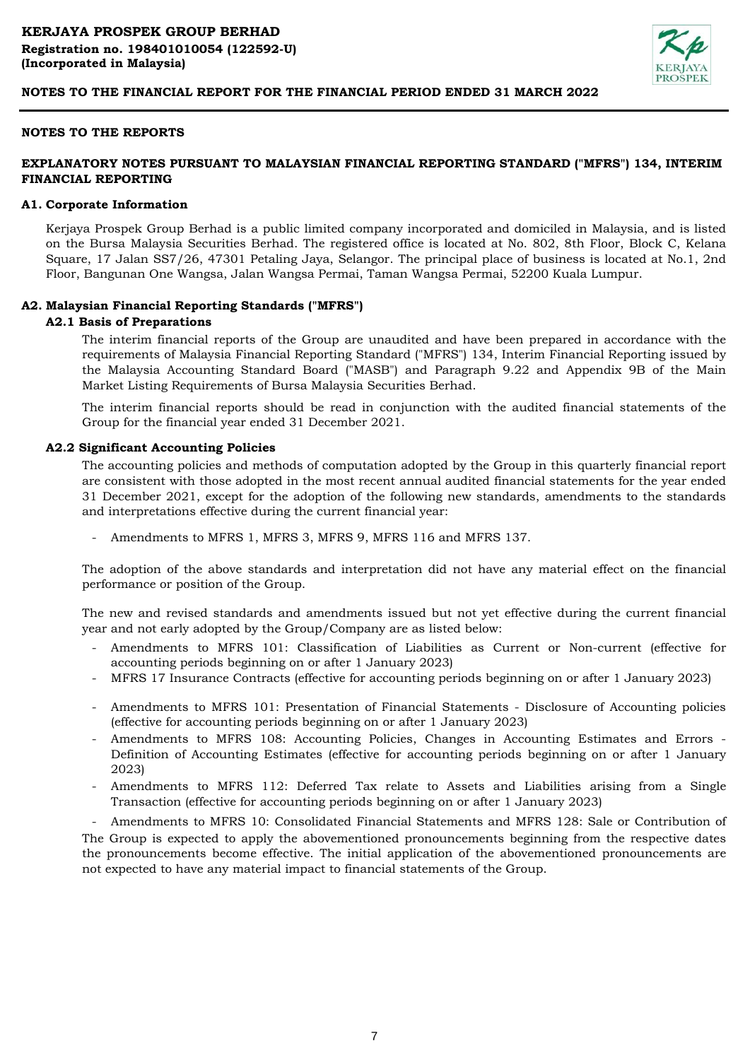**KERJAYA PROSPEK GROUP BERHAD**
**Registration no. 198401010054 (122592-U)**
**(Incorporated in Malaysia)**

**NOTES TO THE FINANCIAL REPORT FOR THE FINANCIAL PERIOD ENDED 31 MARCH 2022**

## NOTES TO THE REPORTS

## EXPLANATORY NOTES PURSUANT TO MALAYSIAN FINANCIAL REPORTING STANDARD ("MFRS") 134, INTERIM FINANCIAL REPORTING

### A1. Corporate Information

Kerjaya Prospek Group Berhad is a public limited company incorporated and domiciled in Malaysia, and is listed on the Bursa Malaysia Securities Berhad. The registered office is located at No. 802, 8th Floor, Block C, Kelana Square, 17 Jalan SS7/26, 47301 Petaling Jaya, Selangor. The principal place of business is located at No.1, 2nd Floor, Bangunan One Wangsa, Jalan Wangsa Permai, Taman Wangsa Permai, 52200 Kuala Lumpur.

### A2. Malaysian Financial Reporting Standards ("MFRS")

#### A2.1 Basis of Preparations

The interim financial reports of the Group are unaudited and have been prepared in accordance with the requirements of Malaysia Financial Reporting Standard ("MFRS") 134, Interim Financial Reporting issued by the Malaysia Accounting Standard Board ("MASB") and Paragraph 9.22 and Appendix 9B of the Main Market Listing Requirements of Bursa Malaysia Securities Berhad.

The interim financial reports should be read in conjunction with the audited financial statements of the Group for the financial year ended 31 December 2021.

#### A2.2 Significant Accounting Policies

The accounting policies and methods of computation adopted by the Group in this quarterly financial report are consistent with those adopted in the most recent annual audited financial statements for the year ended 31 December 2021, except for the adoption of the following new standards, amendments to the standards and interpretations effective during the current financial year:

- Amendments to MFRS 1, MFRS 3, MFRS 9, MFRS 116 and MFRS 137.

The adoption of the above standards and interpretation did not have any material effect on the financial performance or position of the Group.

The new and revised standards and amendments issued but not yet effective during the current financial year and not early adopted by the Group/Company are as listed below:

- Amendments to MFRS 101: Classification of Liabilities as Current or Non-current (effective for accounting periods beginning on or after 1 January 2023)
- MFRS 17 Insurance Contracts (effective for accounting periods beginning on or after 1 January 2023)
- Amendments to MFRS 101: Presentation of Financial Statements - Disclosure of Accounting policies (effective for accounting periods beginning on or after 1 January 2023)
- Amendments to MFRS 108: Accounting Policies, Changes in Accounting Estimates and Errors - Definition of Accounting Estimates (effective for accounting periods beginning on or after 1 January 2023)
- Amendments to MFRS 112: Deferred Tax relate to Assets and Liabilities arising from a Single Transaction (effective for accounting periods beginning on or after 1 January 2023)
- Amendments to MFRS 10: Consolidated Financial Statements and MFRS 128: Sale or Contribution of

The Group is expected to apply the abovementioned pronouncements beginning from the respective dates the pronouncements become effective. The initial application of the abovementioned pronouncements are not expected to have any material impact to financial statements of the Group.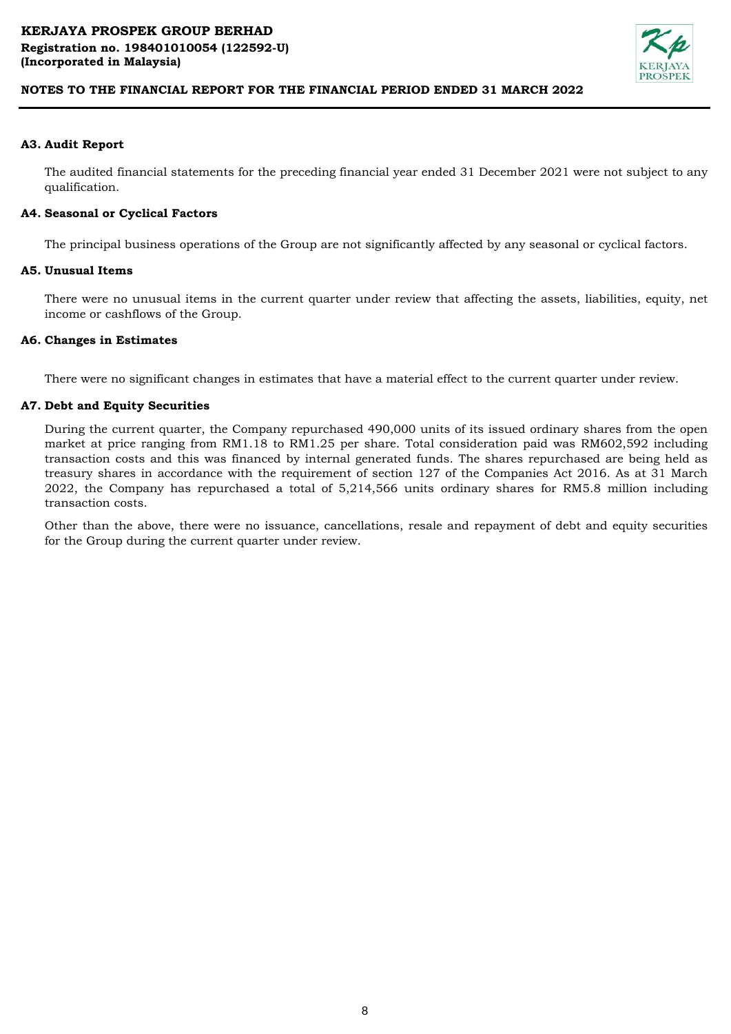#### A3. Audit Report

The audited financial statements for the preceding financial year ended 31 December 2021 were not subject to any qualification.

#### A4. Seasonal or Cyclical Factors

The principal business operations of the Group are not significantly affected by any seasonal or cyclical factors.

#### A5. Unusual Items

There were no unusual items in the current quarter under review that affecting the assets, liabilities, equity, net income or cashflows of the Group.

#### A6. Changes in Estimates

There were no significant changes in estimates that have a material effect to the current quarter under review.

#### A7. Debt and Equity Securities

During the current quarter, the Company repurchased 490,000 units of its issued ordinary shares from the open market at price ranging from RM1.18 to RM1.25 per share. Total consideration paid was RM602,592 including transaction costs and this was financed by internal generated funds. The shares repurchased are being held as treasury shares in accordance with the requirement of section 127 of the Companies Act 2016. As at 31 March 2022, the Company has repurchased a total of 5,214,566 units ordinary shares for RM5.8 million including transaction costs.

Other than the above, there were no issuance, cancellations, resale and repayment of debt and equity securities for the Group during the current quarter under review.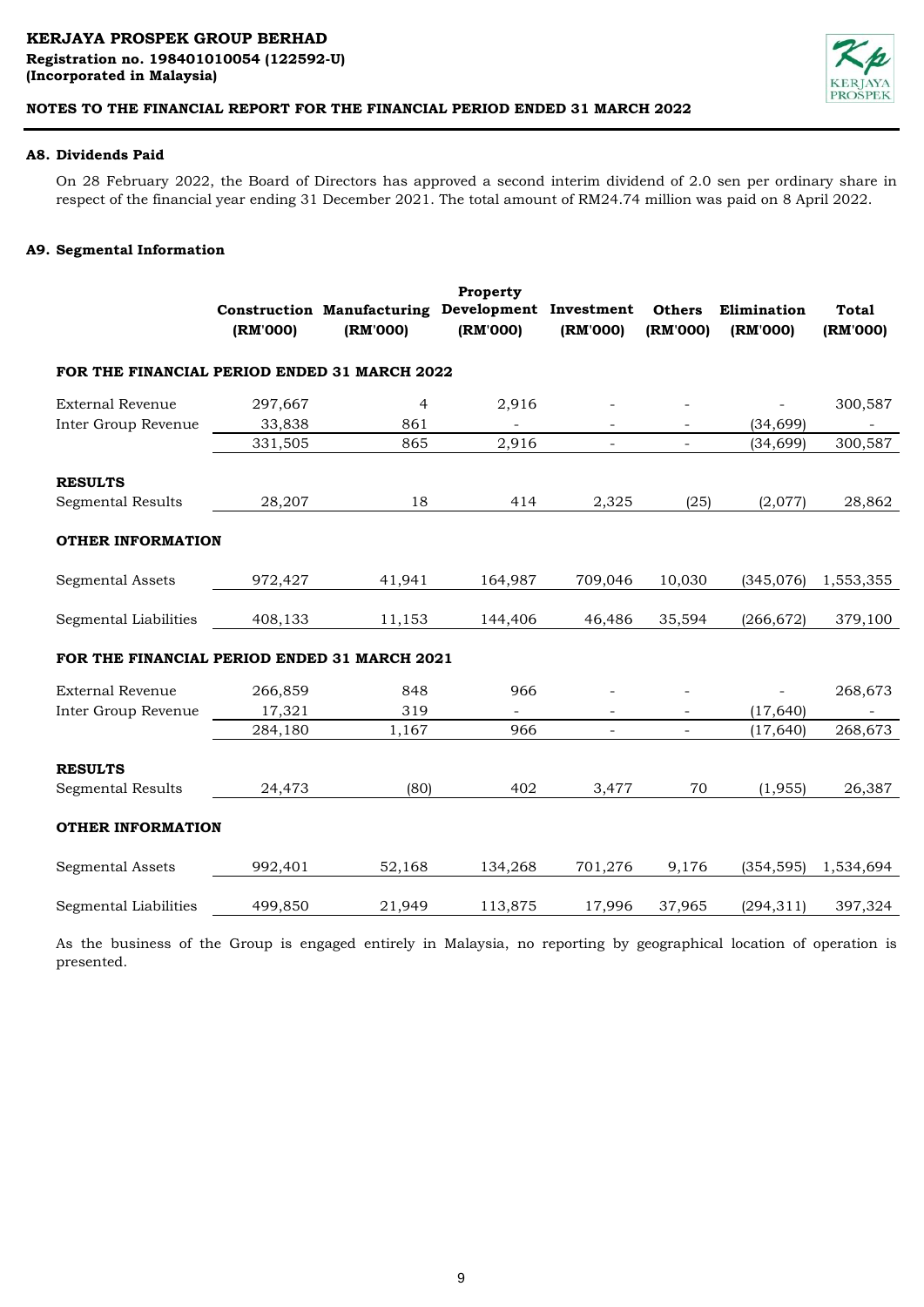## A8. Dividends Paid

On 28 February 2022, the Board of Directors has approved a second interim dividend of 2.0 sen per ordinary share in respect of the financial year ending 31 December 2021. The total amount of RM24.74 million was paid on 8 April 2022.

## A9. Segmental Information

| | Construction (RM'000) | Manufacturing (RM'000) | Property Development (RM'000) | Investment (RM'000) | Others (RM'000) | Elimination (RM'000) | Total (RM'000) |
|---|---|---|---|---|---|---|---|
| **FOR THE FINANCIAL PERIOD ENDED 31 MARCH 2022** | | | | | | | |
| External Revenue | 297,667 | 4 | 2,916 | - | - | - | 300,587 |
| Inter Group Revenue | 33,838 | 861 | - | - | - | (34,699) | - |
| | 331,505 | 865 | 2,916 | - | - | (34,699) | 300,587 |
| **RESULTS** | | | | | | | |
| Segmental Results | 28,207 | 18 | 414 | 2,325 | (25) | (2,077) | 28,862 |
| **OTHER INFORMATION** | | | | | | | |
| Segmental Assets | 972,427 | 41,941 | 164,987 | 709,046 | 10,030 | (345,076) | 1,553,355 |
| Segmental Liabilities | 408,133 | 11,153 | 144,406 | 46,486 | 35,594 | (266,672) | 379,100 |
| **FOR THE FINANCIAL PERIOD ENDED 31 MARCH 2021** | | | | | | | |
| External Revenue | 266,859 | 848 | 966 | - | - | - | 268,673 |
| Inter Group Revenue | 17,321 | 319 | - | - | - | (17,640) | - |
| | 284,180 | 1,167 | 966 | - | - | (17,640) | 268,673 |
| **RESULTS** | | | | | | | |
| Segmental Results | 24,473 | (80) | 402 | 3,477 | 70 | (1,955) | 26,387 |
| **OTHER INFORMATION** | | | | | | | |
| Segmental Assets | 992,401 | 52,168 | 134,268 | 701,276 | 9,176 | (354,595) | 1,534,694 |
| Segmental Liabilities | 499,850 | 21,949 | 113,875 | 17,996 | 37,965 | (294,311) | 397,324 |

As the business of the Group is engaged entirely in Malaysia, no reporting by geographical location of operation is presented.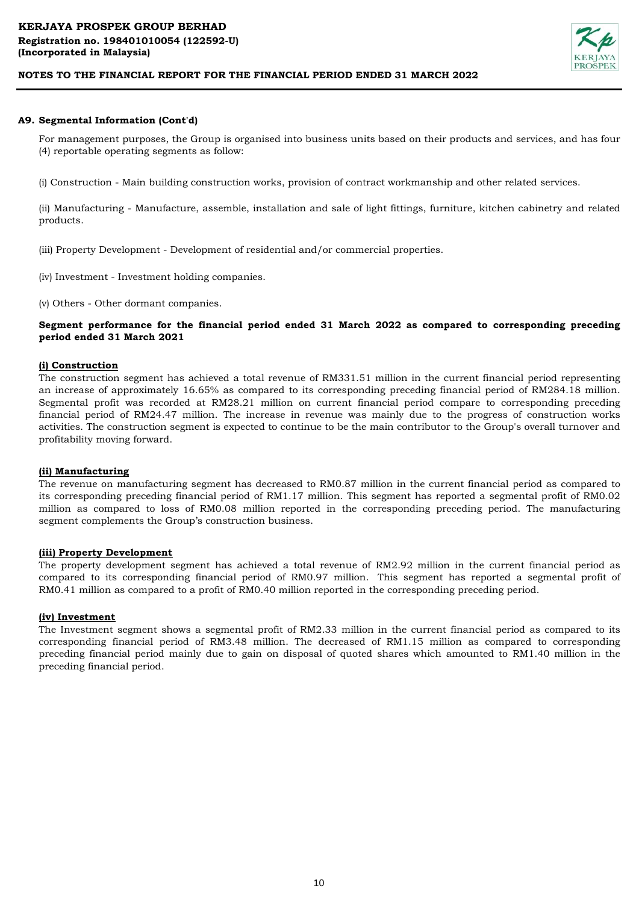### A9. Segmental Information (Cont'd)

For management purposes, the Group is organised into business units based on their products and services, and has four (4) reportable operating segments as follow:

(i) Construction - Main building construction works, provision of contract workmanship and other related services.

(ii) Manufacturing - Manufacture, assemble, installation and sale of light fittings, furniture, kitchen cabinetry and related products.

(iii) Property Development - Development of residential and/or commercial properties.

(iv) Investment - Investment holding companies.

(v) Others - Other dormant companies.

**Segment performance for the financial period ended 31 March 2022 as compared to corresponding preceding period ended 31 March 2021**

**(i) Construction**

The construction segment has achieved a total revenue of RM331.51 million in the current financial period representing an increase of approximately 16.65% as compared to its corresponding preceding financial period of RM284.18 million. Segmental profit was recorded at RM28.21 million on current financial period compare to corresponding preceding financial period of RM24.47 million. The increase in revenue was mainly due to the progress of construction works activities. The construction segment is expected to continue to be the main contributor to the Group's overall turnover and profitability moving forward.

**(ii) Manufacturing**

The revenue on manufacturing segment has decreased to RM0.87 million in the current financial period as compared to its corresponding preceding financial period of RM1.17 million. This segment has reported a segmental profit of RM0.02 million as compared to loss of RM0.08 million reported in the corresponding preceding period. The manufacturing segment complements the Group's construction business.

**(iii) Property Development**

The property development segment has achieved a total revenue of RM2.92 million in the current financial period as compared to its corresponding financial period of RM0.97 million. This segment has reported a segmental profit of RM0.41 million as compared to a profit of RM0.40 million reported in the corresponding preceding period.

**(iv) Investment**

The Investment segment shows a segmental profit of RM2.33 million in the current financial period as compared to its corresponding financial period of RM3.48 million. The decreased of RM1.15 million as compared to corresponding preceding financial period mainly due to gain on disposal of quoted shares which amounted to RM1.40 million in the preceding financial period.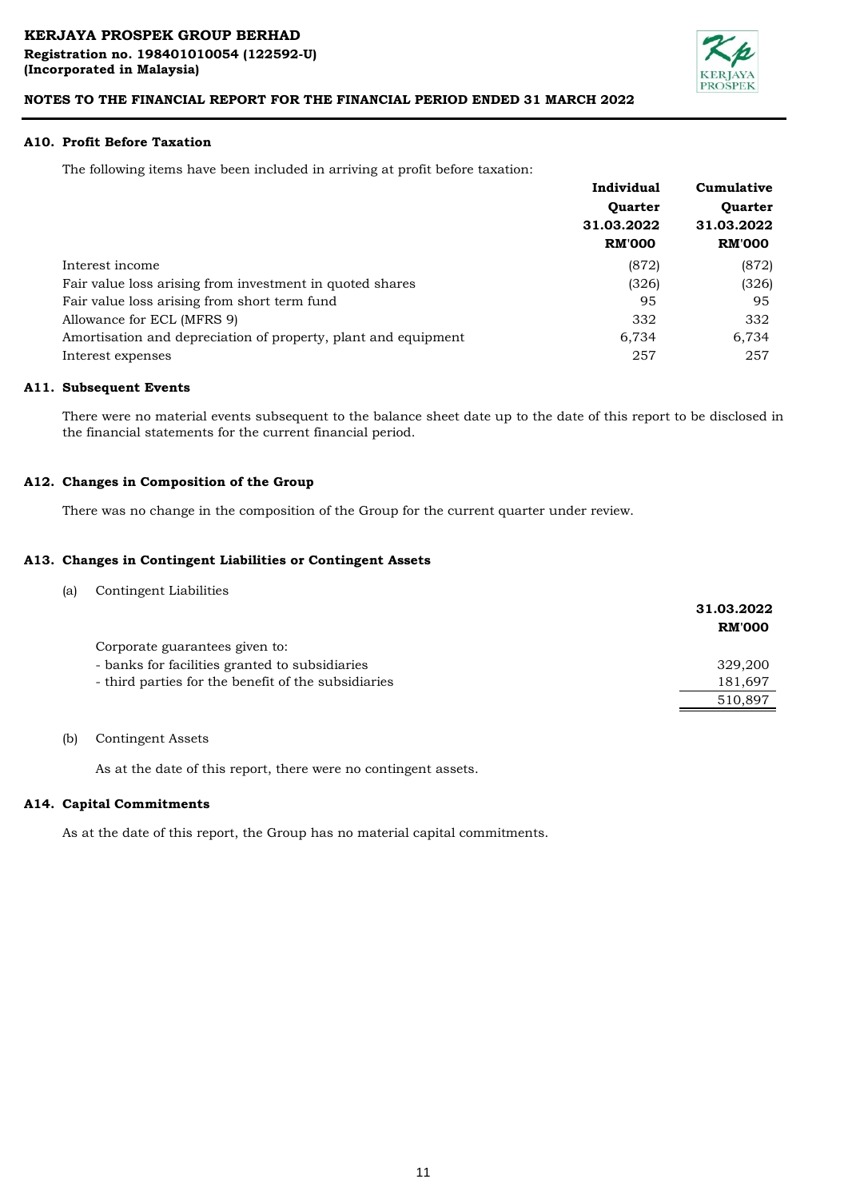## A10. Profit Before Taxation

The following items have been included in arriving at profit before taxation:

| | Individual Quarter 31.03.2022 RM'000 | Cumulative Quarter 31.03.2022 RM'000 |
|---|---|---|
| Interest income | (872) | (872) |
| Fair value loss arising from investment in quoted shares | (326) | (326) |
| Fair value loss arising from short term fund | 95 | 95 |
| Allowance for ECL (MFRS 9) | 332 | 332 |
| Amortisation and depreciation of property, plant and equipment | 6,734 | 6,734 |
| Interest expenses | 257 | 257 |

## A11. Subsequent Events

There were no material events subsequent to the balance sheet date up to the date of this report to be disclosed in the financial statements for the current financial period.

## A12. Changes in Composition of the Group

There was no change in the composition of the Group for the current quarter under review.

## A13. Changes in Contingent Liabilities or Contingent Assets

(a) Contingent Liabilities

| | 31.03.2022 RM'000 |
|---|---|
| Corporate guarantees given to: | |
| - banks for facilities granted to subsidiaries | 329,200 |
| - third parties for the benefit of the subsidiaries | 181,697 |
| | 510,897 |

(b) Contingent Assets

As at the date of this report, there were no contingent assets.

## A14. Capital Commitments

As at the date of this report, the Group has no material capital commitments.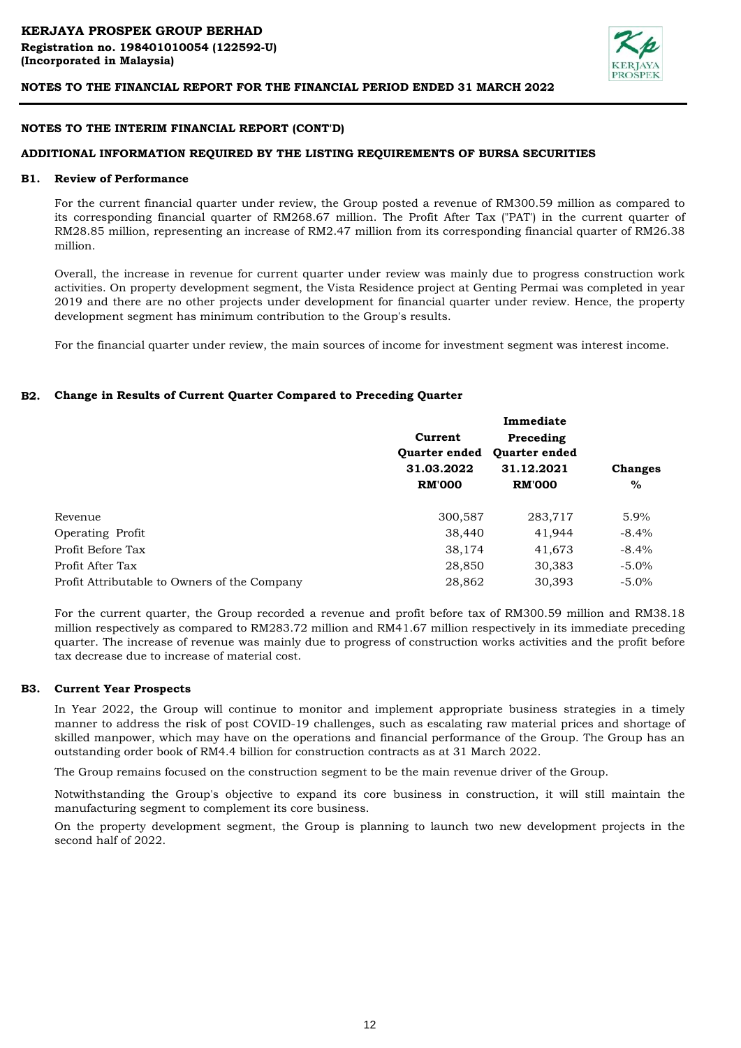## NOTES TO THE INTERIM FINANCIAL REPORT (CONT'D)

### ADDITIONAL INFORMATION REQUIRED BY THE LISTING REQUIREMENTS OF BURSA SECURITIES

**B1. Review of Performance**

For the current financial quarter under review, the Group posted a revenue of RM300.59 million as compared to its corresponding financial quarter of RM268.67 million. The Profit After Tax ("PAT") in the current quarter of RM28.85 million, representing an increase of RM2.47 million from its corresponding financial quarter of RM26.38 million.

Overall, the increase in revenue for current quarter under review was mainly due to progress construction work activities. On property development segment, the Vista Residence project at Genting Permai was completed in year 2019 and there are no other projects under development for financial quarter under review. Hence, the property development segment has minimum contribution to the Group's results.

For the financial quarter under review, the main sources of income for investment segment was interest income.

**B2. Change in Results of Current Quarter Compared to Preceding Quarter**

| | Current Quarter ended 31.03.2022 RM'000 | Immediate Preceding Quarter ended 31.12.2021 RM'000 | Changes % |
|---|---|---|---|
| Revenue | 300,587 | 283,717 | 5.9% |
| Operating Profit | 38,440 | 41,944 | -8.4% |
| Profit Before Tax | 38,174 | 41,673 | -8.4% |
| Profit After Tax | 28,850 | 30,383 | -5.0% |
| Profit Attributable to Owners of the Company | 28,862 | 30,393 | -5.0% |

For the current quarter, the Group recorded a revenue and profit before tax of RM300.59 million and RM38.18 million respectively as compared to RM283.72 million and RM41.67 million respectively in its immediate preceding quarter. The increase of revenue was mainly due to progress of construction works activities and the profit before tax decrease due to increase of material cost.

**B3. Current Year Prospects**

In Year 2022, the Group will continue to monitor and implement appropriate business strategies in a timely manner to address the risk of post COVID-19 challenges, such as escalating raw material prices and shortage of skilled manpower, which may have on the operations and financial performance of the Group. The Group has an outstanding order book of RM4.4 billion for construction contracts as at 31 March 2022.

The Group remains focused on the construction segment to be the main revenue driver of the Group.

Notwithstanding the Group's objective to expand its core business in construction, it will still maintain the manufacturing segment to complement its core business.

On the property development segment, the Group is planning to launch two new development projects in the second half of 2022.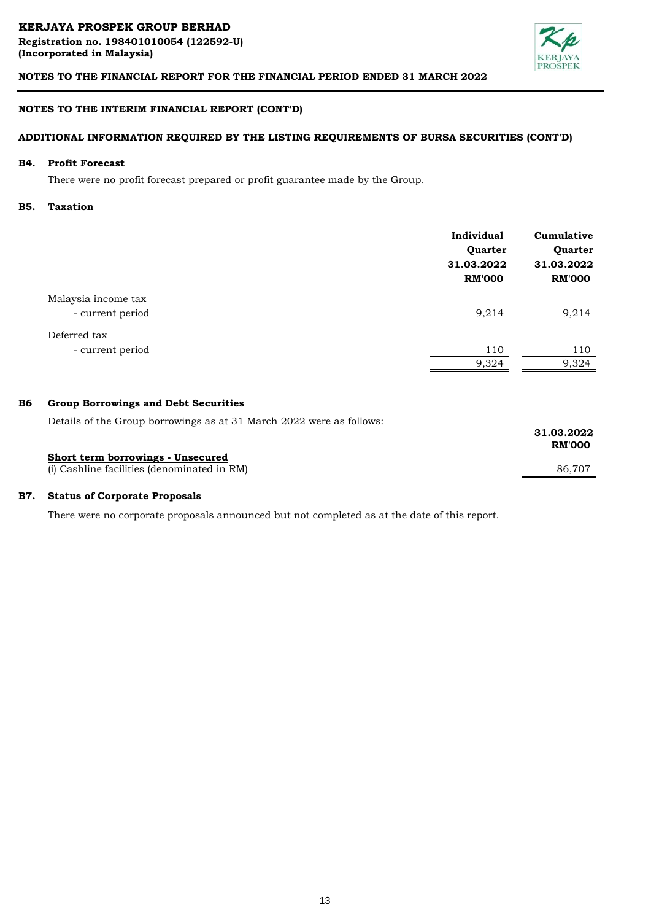KERJAYA PROSPEK GROUP BERHAD
Registration no. 198401010054 (122592-U)
(Incorporated in Malaysia)

**NOTES TO THE FINANCIAL REPORT FOR THE FINANCIAL PERIOD ENDED 31 MARCH 2022**

**NOTES TO THE INTERIM FINANCIAL REPORT (CONT'D)**

**ADDITIONAL INFORMATION REQUIRED BY THE LISTING REQUIREMENTS OF BURSA SECURITIES (CONT'D)**

### B4. Profit Forecast

There were no profit forecast prepared or profit guarantee made by the Group.

### B5. Taxation

| | Individual Quarter 31.03.2022 RM'000 | Cumulative Quarter 31.03.2022 RM'000 |
|---|---|---|
| Malaysia income tax | | |
| - current period | 9,214 | 9,214 |
| Deferred tax | | |
| - current period | 110 | 110 |
| | 9,324 | 9,324 |

### B6 Group Borrowings and Debt Securities

Details of the Group borrowings as at 31 March 2022 were as follows:

| | 31.03.2022 RM'000 |
|---|---|
| **Short term borrowings - Unsecured** | |
| (i) Cashline facilities (denominated in RM) | 86,707 |

### B7. Status of Corporate Proposals

There were no corporate proposals announced but not completed as at the date of this report.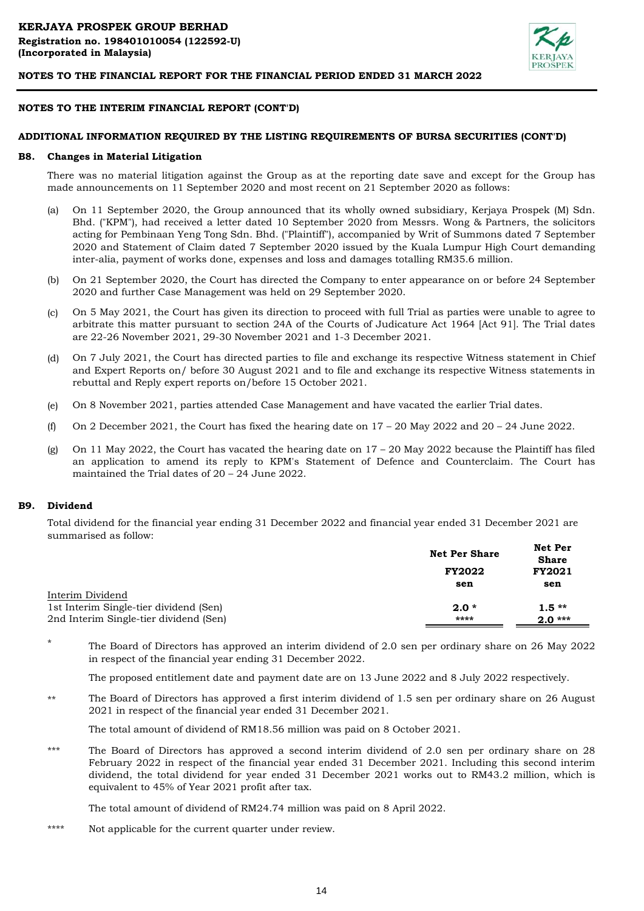## NOTES TO THE INTERIM FINANCIAL REPORT (CONT'D)

### ADDITIONAL INFORMATION REQUIRED BY THE LISTING REQUIREMENTS OF BURSA SECURITIES (CONT'D)

#### B8. Changes in Material Litigation

There was no material litigation against the Group as at the reporting date save and except for the Group has made announcements on 11 September 2020 and most recent on 21 September 2020 as follows:

(a) On 11 September 2020, the Group announced that its wholly owned subsidiary, Kerjaya Prospek (M) Sdn. Bhd. ("KPM"), had received a letter dated 10 September 2020 from Messrs. Wong & Partners, the solicitors acting for Pembinaan Yeng Tong Sdn. Bhd. ("Plaintiff"), accompanied by Writ of Summons dated 7 September 2020 and Statement of Claim dated 7 September 2020 issued by the Kuala Lumpur High Court demanding inter-alia, payment of works done, expenses and loss and damages totalling RM35.6 million.

(b) On 21 September 2020, the Court has directed the Company to enter appearance on or before 24 September 2020 and further Case Management was held on 29 September 2020.

(c) On 5 May 2021, the Court has given its direction to proceed with full Trial as parties were unable to agree to arbitrate this matter pursuant to section 24A of the Courts of Judicature Act 1964 [Act 91]. The Trial dates are 22-26 November 2021, 29-30 November 2021 and 1-3 December 2021.

(d) On 7 July 2021, the Court has directed parties to file and exchange its respective Witness statement in Chief and Expert Reports on/ before 30 August 2021 and to file and exchange its respective Witness statements in rebuttal and Reply expert reports on/before 15 October 2021.

(e) On 8 November 2021, parties attended Case Management and have vacated the earlier Trial dates.

(f) On 2 December 2021, the Court has fixed the hearing date on 17 – 20 May 2022 and 20 – 24 June 2022.

(g) On 11 May 2022, the Court has vacated the hearing date on 17 – 20 May 2022 because the Plaintiff has filed an application to amend its reply to KPM's Statement of Defence and Counterclaim. The Court has maintained the Trial dates of 20 – 24 June 2022.

#### B9. Dividend

Total dividend for the financial year ending 31 December 2022 and financial year ended 31 December 2021 are summarised as follow:

| | Net Per Share FY2022 sen | Net Per Share FY2021 sen |
|---|---|---|
| Interim Dividend | | |
| 1st Interim Single-tier dividend (Sen) | **2.0 \*** | **1.5 \*\*** |
| 2nd Interim Single-tier dividend (Sen) | **\*\*\*\*** | **2.0 \*\*\*** |

\* The Board of Directors has approved an interim dividend of 2.0 sen per ordinary share on 26 May 2022 in respect of the financial year ending 31 December 2022.

The proposed entitlement date and payment date are on 13 June 2022 and 8 July 2022 respectively.

\*\* The Board of Directors has approved a first interim dividend of 1.5 sen per ordinary share on 26 August 2021 in respect of the financial year ended 31 December 2021.

The total amount of dividend of RM18.56 million was paid on 8 October 2021.

\*\*\* The Board of Directors has approved a second interim dividend of 2.0 sen per ordinary share on 28 February 2022 in respect of the financial year ended 31 December 2021. Including this second interim dividend, the total dividend for year ended 31 December 2021 works out to RM43.2 million, which is equivalent to 45% of Year 2021 profit after tax.

The total amount of dividend of RM24.74 million was paid on 8 April 2022.

\*\*\*\* Not applicable for the current quarter under review.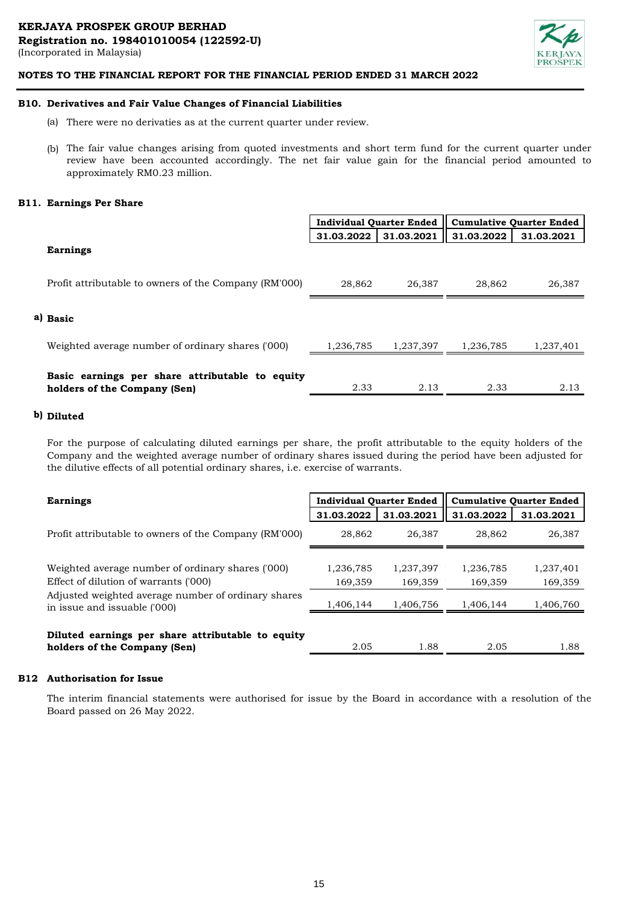**KERJAYA PROSPEK GROUP BERHAD**
**Registration no. 198401010054 (122592-U)**
(Incorporated in Malaysia)

**NOTES TO THE FINANCIAL REPORT FOR THE FINANCIAL PERIOD ENDED 31 MARCH 2022**

### B10. Derivatives and Fair Value Changes of Financial Liabilities

(a) There were no derivaties as at the current quarter under review.

(b) The fair value changes arising from quoted investments and short term fund for the current quarter under review have been accounted accordingly. The net fair value gain for the financial period amounted to approximately RM0.23 million.

### B11. Earnings Per Share

| | Individual Quarter Ended | | Cumulative Quarter Ended | |
|---|---|---|---|---|
| | **31.03.2022** | **31.03.2021** | **31.03.2022** | **31.03.2021** |
| **Earnings** | | | | |
| Profit attributable to owners of the Company (RM'000) | 28,862 | 26,387 | 28,862 | 26,387 |
| **a) Basic** | | | | |
| Weighted average number of ordinary shares ('000) | 1,236,785 | 1,237,397 | 1,236,785 | 1,237,401 |
| **Basic earnings per share attributable to equity holders of the Company (Sen)** | 2.33 | 2.13 | 2.33 | 2.13 |

**b) Diluted**

For the purpose of calculating diluted earnings per share, the profit attributable to the equity holders of the Company and the weighted average number of ordinary shares issued during the period have been adjusted for the dilutive effects of all potential ordinary shares, i.e. exercise of warrants.

| **Earnings** | Individual Quarter Ended | | Cumulative Quarter Ended | |
|---|---|---|---|---|
| | **31.03.2022** | **31.03.2021** | **31.03.2022** | **31.03.2021** |
| Profit attributable to owners of the Company (RM'000) | 28,862 | 26,387 | 28,862 | 26,387 |
| Weighted average number of ordinary shares ('000) | 1,236,785 | 1,237,397 | 1,236,785 | 1,237,401 |
| Effect of dilution of warrants ('000) | 169,359 | 169,359 | 169,359 | 169,359 |
| Adjusted weighted average number of ordinary shares in issue and issuable ('000) | 1,406,144 | 1,406,756 | 1,406,144 | 1,406,760 |
| **Diluted earnings per share attributable to equity holders of the Company (Sen)** | 2.05 | 1.88 | 2.05 | 1.88 |

### B12 Authorisation for Issue

The interim financial statements were authorised for issue by the Board in accordance with a resolution of the Board passed on 26 May 2022.